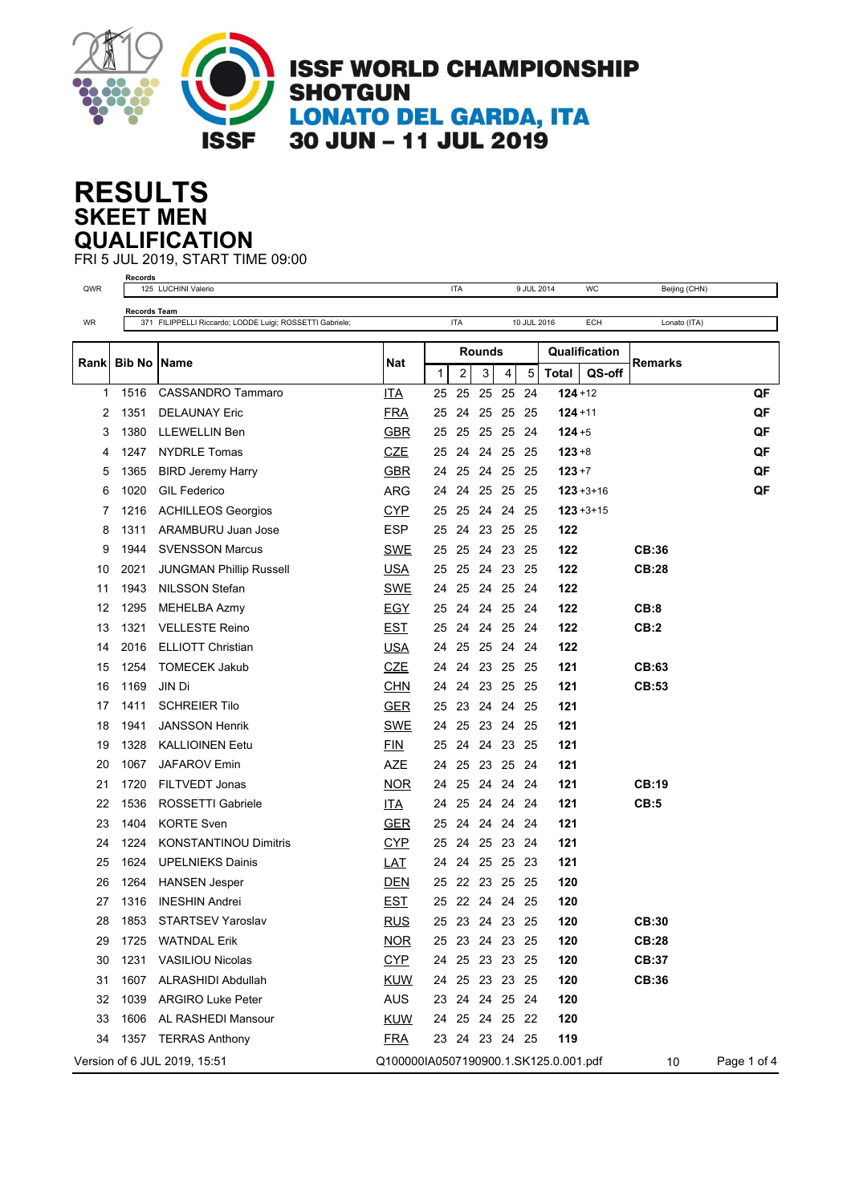# ISSF WORLD CHAMPIONSHIP SHOTGUN

## LONATO DEL GARDA, ITA

## 30 JUN – 11 JUL 2019

# RESULTS

## SKEET MEN

## QUALIFICATION

FRI 5 JUL 2019, START TIME 09:00

**Records**

| | | | | | | |
|---|---|---|---|---|---|---|
| QWR | 125 | LUCHINI Valerio | ITA | 9 JUL 2014 | WC | Beijing (CHN) |

**Records Team**

| | | | | | | |
|---|---|---|---|---|---|---|
| WR | 371 | FILIPPELLI Riccardo; LODDE Luigi; ROSSETTI Gabriele; | ITA | 10 JUL 2016 | ECH | Lonato (ITA) |

| Rank | Bib No | Name | Nat | Rounds | | | | | Qualification | | Remarks | |
|---|---|---|---|---|---|---|---|---|---|---|---|---|
| | | | | 1 | 2 | 3 | 4 | 5 | Total | QS-off | | |
| 1 | 1516 | CASSANDRO Tammaro | ITA | 25 | 25 | 25 | 25 | 24 | **124** | +12 | | **QF** |
| 2 | 1351 | DELAUNAY Eric | FRA | 25 | 24 | 25 | 25 | 25 | **124** | +11 | | **QF** |
| 3 | 1380 | LLEWELLIN Ben | GBR | 25 | 25 | 25 | 25 | 24 | **124** | +5 | | **QF** |
| 4 | 1247 | NYDRLE Tomas | CZE | 25 | 24 | 24 | 25 | 25 | **123** | +8 | | **QF** |
| 5 | 1365 | BIRD Jeremy Harry | GBR | 24 | 25 | 24 | 25 | 25 | **123** | +7 | | **QF** |
| 6 | 1020 | GIL Federico | ARG | 24 | 24 | 25 | 25 | 25 | **123** | +3+16 | | **QF** |
| 7 | 1216 | ACHILLEOS Georgios | CYP | 25 | 25 | 24 | 24 | 25 | **123** | +3+15 | | |
| 8 | 1311 | ARAMBURU Juan Jose | ESP | 25 | 24 | 23 | 25 | 25 | **122** | | | |
| 9 | 1944 | SVENSSON Marcus | SWE | 25 | 25 | 24 | 23 | 25 | **122** | | **CB:36** | |
| 10 | 2021 | JUNGMAN Phillip Russell | USA | 25 | 25 | 24 | 23 | 25 | **122** | | **CB:28** | |
| 11 | 1943 | NILSSON Stefan | SWE | 24 | 25 | 24 | 25 | 24 | **122** | | | |
| 12 | 1295 | MEHELBA Azmy | EGY | 25 | 24 | 24 | 25 | 24 | **122** | | **CB:8** | |
| 13 | 1321 | VELLESTE Reino | EST | 25 | 24 | 24 | 25 | 24 | **122** | | **CB:2** | |
| 14 | 2016 | ELLIOTT Christian | USA | 24 | 25 | 25 | 24 | 24 | **122** | | | |
| 15 | 1254 | TOMECEK Jakub | CZE | 24 | 24 | 23 | 25 | 25 | **121** | | **CB:63** | |
| 16 | 1169 | JIN Di | CHN | 24 | 24 | 23 | 25 | 25 | **121** | | **CB:53** | |
| 17 | 1411 | SCHREIER Tilo | GER | 25 | 23 | 24 | 24 | 25 | **121** | | | |
| 18 | 1941 | JANSSON Henrik | SWE | 24 | 25 | 23 | 24 | 25 | **121** | | | |
| 19 | 1328 | KALLIOINEN Eetu | FIN | 25 | 24 | 24 | 23 | 25 | **121** | | | |
| 20 | 1067 | JAFAROV Emin | AZE | 24 | 25 | 23 | 25 | 24 | **121** | | | |
| 21 | 1720 | FILTVEDT Jonas | NOR | 24 | 25 | 24 | 24 | 24 | **121** | | **CB:19** | |
| 22 | 1536 | ROSSETTI Gabriele | ITA | 24 | 25 | 24 | 24 | 24 | **121** | | **CB:5** | |
| 23 | 1404 | KORTE Sven | GER | 25 | 24 | 24 | 24 | 24 | **121** | | | |
| 24 | 1224 | KONSTANTINOU Dimitris | CYP | 25 | 24 | 25 | 23 | 24 | **121** | | | |
| 25 | 1624 | UPELNIEKS Dainis | LAT | 24 | 24 | 25 | 25 | 23 | **121** | | | |
| 26 | 1264 | HANSEN Jesper | DEN | 25 | 22 | 23 | 25 | 25 | **120** | | | |
| 27 | 1316 | INESHIN Andrei | EST | 25 | 22 | 24 | 24 | 25 | **120** | | | |
| 28 | 1853 | STARTSEV Yaroslav | RUS | 25 | 23 | 24 | 23 | 25 | **120** | | **CB:30** | |
| 29 | 1725 | WATNDAL Erik | NOR | 25 | 23 | 24 | 23 | 25 | **120** | | **CB:28** | |
| 30 | 1231 | VASILIOU Nicolas | CYP | 24 | 25 | 23 | 23 | 25 | **120** | | **CB:37** | |
| 31 | 1607 | ALRASHIDI Abdullah | KUW | 24 | 25 | 23 | 23 | 25 | **120** | | **CB:36** | |
| 32 | 1039 | ARGIRO Luke Peter | AUS | 23 | 24 | 24 | 25 | 24 | **120** | | | |
| 33 | 1606 | AL RASHEDI Mansour | KUW | 24 | 25 | 24 | 25 | 22 | **120** | | | |
| 34 | 1357 | TERRAS Anthony | FRA | 23 | 24 | 23 | 24 | 25 | **119** | | | |

Version of 6 JUL 2019, 15:51 Q100000IA0507190900.1.SK125.0.001.pdf 10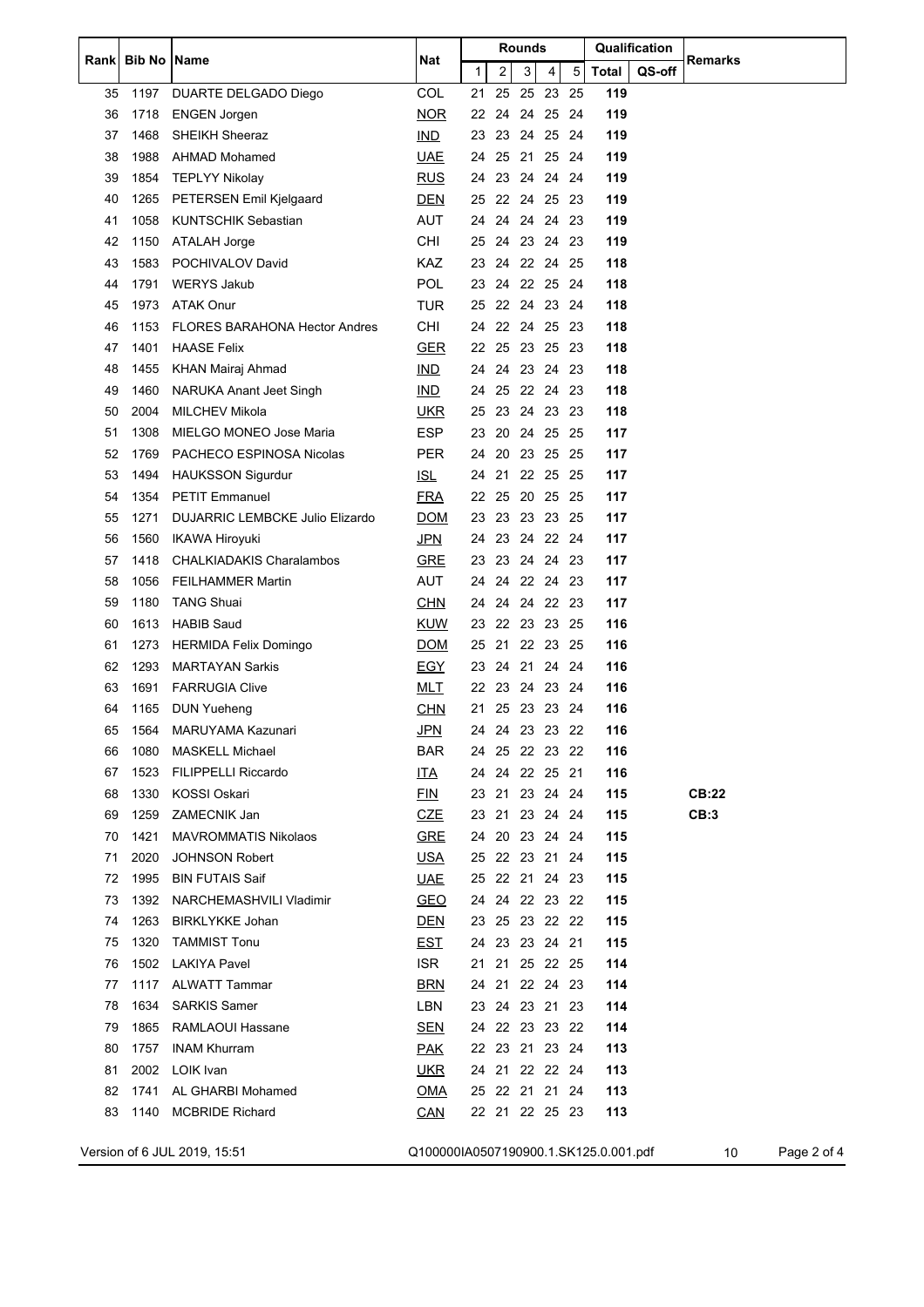| Rank | Bib No | Name | Nat | Rounds | | | | | Qualification | | Remarks |
|---|---|---|---|---|---|---|---|---|---|---|---|
| | | | | 1 | 2 | 3 | 4 | 5 | Total | QS-off | |
| 35 | 1197 | DUARTE DELGADO Diego | COL | 21 | 25 | 25 | 23 | 25 | 119 | | |
| 36 | 1718 | ENGEN Jorgen | NOR | 22 | 24 | 24 | 25 | 24 | 119 | | |
| 37 | 1468 | SHEIKH Sheeraz | IND | 23 | 23 | 24 | 25 | 24 | 119 | | |
| 38 | 1988 | AHMAD Mohamed | UAE | 24 | 25 | 21 | 25 | 24 | 119 | | |
| 39 | 1854 | TEPLYY Nikolay | RUS | 24 | 23 | 24 | 24 | 24 | 119 | | |
| 40 | 1265 | PETERSEN Emil Kjelgaard | DEN | 25 | 22 | 24 | 25 | 23 | 119 | | |
| 41 | 1058 | KUNTSCHIK Sebastian | AUT | 24 | 24 | 24 | 24 | 23 | 119 | | |
| 42 | 1150 | ATALAH Jorge | CHI | 25 | 24 | 23 | 24 | 23 | 119 | | |
| 43 | 1583 | POCHIVALOV David | KAZ | 23 | 24 | 22 | 24 | 25 | 118 | | |
| 44 | 1791 | WERYS Jakub | POL | 23 | 24 | 22 | 25 | 24 | 118 | | |
| 45 | 1973 | ATAK Onur | TUR | 25 | 22 | 24 | 23 | 24 | 118 | | |
| 46 | 1153 | FLORES BARAHONA Hector Andres | CHI | 24 | 22 | 24 | 25 | 23 | 118 | | |
| 47 | 1401 | HAASE Felix | GER | 22 | 25 | 23 | 25 | 23 | 118 | | |
| 48 | 1455 | KHAN Mairaj Ahmad | IND | 24 | 24 | 23 | 24 | 23 | 118 | | |
| 49 | 1460 | NARUKA Anant Jeet Singh | IND | 24 | 25 | 22 | 24 | 23 | 118 | | |
| 50 | 2004 | MILCHEV Mikola | UKR | 25 | 23 | 24 | 23 | 23 | 118 | | |
| 51 | 1308 | MIELGO MONEO Jose Maria | ESP | 23 | 20 | 24 | 25 | 25 | 117 | | |
| 52 | 1769 | PACHECO ESPINOSA Nicolas | PER | 24 | 20 | 23 | 25 | 25 | 117 | | |
| 53 | 1494 | HAUKSSON Sigurdur | ISL | 24 | 21 | 22 | 25 | 25 | 117 | | |
| 54 | 1354 | PETIT Emmanuel | FRA | 22 | 25 | 20 | 25 | 25 | 117 | | |
| 55 | 1271 | DUJARRIC LEMBCKE Julio Elizardo | DOM | 23 | 23 | 23 | 23 | 25 | 117 | | |
| 56 | 1560 | IKAWA Hiroyuki | JPN | 24 | 23 | 24 | 22 | 24 | 117 | | |
| 57 | 1418 | CHALKIADAKIS Charalambos | GRE | 23 | 23 | 24 | 24 | 23 | 117 | | |
| 58 | 1056 | FEILHAMMER Martin | AUT | 24 | 24 | 22 | 24 | 23 | 117 | | |
| 59 | 1180 | TANG Shuai | CHN | 24 | 24 | 24 | 22 | 23 | 117 | | |
| 60 | 1613 | HABIB Saud | KUW | 23 | 22 | 23 | 23 | 25 | 116 | | |
| 61 | 1273 | HERMIDA Felix Domingo | DOM | 25 | 21 | 22 | 23 | 25 | 116 | | |
| 62 | 1293 | MARTAYAN Sarkis | EGY | 23 | 24 | 21 | 24 | 24 | 116 | | |
| 63 | 1691 | FARRUGIA Clive | MLT | 22 | 23 | 24 | 23 | 24 | 116 | | |
| 64 | 1165 | DUN Yueheng | CHN | 21 | 25 | 23 | 23 | 24 | 116 | | |
| 65 | 1564 | MARUYAMA Kazunari | JPN | 24 | 24 | 23 | 23 | 22 | 116 | | |
| 66 | 1080 | MASKELL Michael | BAR | 24 | 25 | 22 | 23 | 22 | 116 | | |
| 67 | 1523 | FILIPPELLI Riccardo | ITA | 24 | 24 | 22 | 25 | 21 | 116 | | |
| 68 | 1330 | KOSSI Oskari | FIN | 23 | 21 | 23 | 24 | 24 | 115 | | **CB:22** |
| 69 | 1259 | ZAMECNIK Jan | CZE | 23 | 21 | 23 | 24 | 24 | 115 | | **CB:3** |
| 70 | 1421 | MAVROMMATIS Nikolaos | GRE | 24 | 20 | 23 | 24 | 24 | 115 | | |
| 71 | 2020 | JOHNSON Robert | USA | 25 | 22 | 23 | 21 | 24 | 115 | | |
| 72 | 1995 | BIN FUTAIS Saif | UAE | 25 | 22 | 21 | 24 | 23 | 115 | | |
| 73 | 1392 | NARCHEMASHVILI Vladimir | GEO | 24 | 24 | 22 | 23 | 22 | 115 | | |
| 74 | 1263 | BIRKLYKKE Johan | DEN | 23 | 25 | 23 | 22 | 22 | 115 | | |
| 75 | 1320 | TAMMIST Tonu | EST | 24 | 23 | 23 | 24 | 21 | 115 | | |
| 76 | 1502 | LAKIYA Pavel | ISR | 21 | 21 | 25 | 22 | 25 | 114 | | |
| 77 | 1117 | ALWATT Tammar | BRN | 24 | 21 | 22 | 24 | 23 | 114 | | |
| 78 | 1634 | SARKIS Samer | LBN | 23 | 24 | 23 | 21 | 23 | 114 | | |
| 79 | 1865 | RAMLAOUI Hassane | SEN | 24 | 22 | 23 | 23 | 22 | 114 | | |
| 80 | 1757 | INAM Khurram | PAK | 22 | 23 | 21 | 23 | 24 | 113 | | |
| 81 | 2002 | LOIK Ivan | UKR | 24 | 21 | 22 | 22 | 24 | 113 | | |
| 82 | 1741 | AL GHARBI Mohamed | OMA | 25 | 22 | 21 | 21 | 24 | 113 | | |
| 83 | 1140 | MCBRIDE Richard | CAN | 22 | 21 | 22 | 25 | 23 | 113 | | |

Version of 6 JUL 2019, 15:51 Q100000IA0507190900.1.SK125.0.001.pdf 10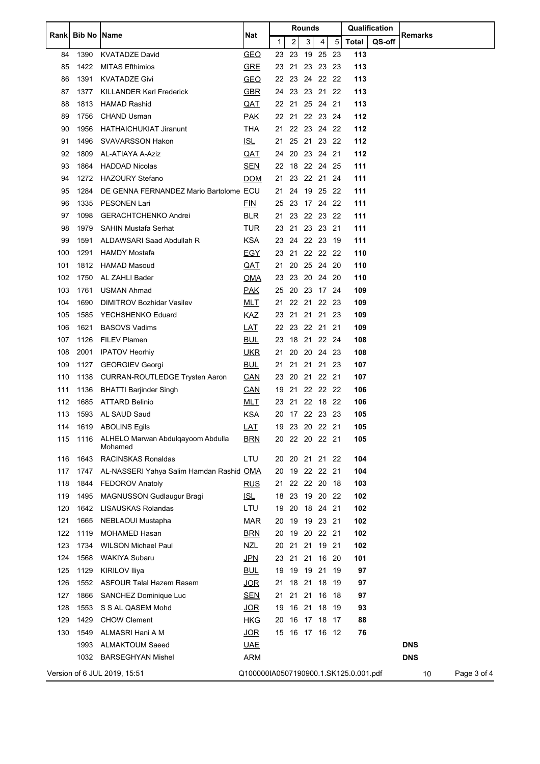| Rank | Bib No | Name | Nat | Rounds | | | | | Qualification | | Remarks |
|---|---|---|---|---|---|---|---|---|---|---|---|
| | | | | 1 | 2 | 3 | 4 | 5 | Total | QS-off | |
| 84 | 1390 | KVATADZE David | GEO | 23 | 23 | 19 | 25 | 23 | 113 | | |
| 85 | 1422 | MITAS Efthimios | GRE | 23 | 21 | 23 | 23 | 23 | 113 | | |
| 86 | 1391 | KVATADZE Givi | GEO | 22 | 23 | 24 | 22 | 22 | 113 | | |
| 87 | 1377 | KILLANDER Karl Frederick | GBR | 24 | 23 | 23 | 21 | 22 | 113 | | |
| 88 | 1813 | HAMAD Rashid | QAT | 22 | 21 | 25 | 24 | 21 | 113 | | |
| 89 | 1756 | CHAND Usman | PAK | 22 | 21 | 22 | 23 | 24 | 112 | | |
| 90 | 1956 | HATHAICHUKIAT Jiranunt | THA | 21 | 22 | 23 | 24 | 22 | 112 | | |
| 91 | 1496 | SVAVARSSON Hakon | ISL | 21 | 25 | 21 | 23 | 22 | 112 | | |
| 92 | 1809 | AL-ATIAYA A-Aziz | QAT | 24 | 20 | 23 | 24 | 21 | 112 | | |
| 93 | 1864 | HADDAD Nicolas | SEN | 22 | 18 | 22 | 24 | 25 | 111 | | |
| 94 | 1272 | HAZOURY Stefano | DOM | 21 | 23 | 22 | 21 | 24 | 111 | | |
| 95 | 1284 | DE GENNA FERNANDEZ Mario Bartolome | ECU | 21 | 24 | 19 | 25 | 22 | 111 | | |
| 96 | 1335 | PESONEN Lari | FIN | 25 | 23 | 17 | 24 | 22 | 111 | | |
| 97 | 1098 | GERACHTCHENKO Andrei | BLR | 21 | 23 | 22 | 23 | 22 | 111 | | |
| 98 | 1979 | SAHIN Mustafa Serhat | TUR | 23 | 21 | 23 | 23 | 21 | 111 | | |
| 99 | 1591 | ALDAWSARI Saad Abdullah R | KSA | 23 | 24 | 22 | 23 | 19 | 111 | | |
| 100 | 1291 | HAMDY Mostafa | EGY | 23 | 21 | 22 | 22 | 22 | 110 | | |
| 101 | 1812 | HAMAD Masoud | QAT | 21 | 20 | 25 | 24 | 20 | 110 | | |
| 102 | 1750 | AL ZAHLI Bader | OMA | 23 | 23 | 20 | 24 | 20 | 110 | | |
| 103 | 1761 | USMAN Ahmad | PAK | 25 | 20 | 23 | 17 | 24 | 109 | | |
| 104 | 1690 | DIMITROV Bozhidar Vasilev | MLT | 21 | 22 | 21 | 22 | 23 | 109 | | |
| 105 | 1585 | YECHSHENKO Eduard | KAZ | 23 | 21 | 21 | 21 | 23 | 109 | | |
| 106 | 1621 | BASOVS Vadims | LAT | 22 | 23 | 22 | 21 | 21 | 109 | | |
| 107 | 1126 | FILEV Plamen | BUL | 23 | 18 | 21 | 22 | 24 | 108 | | |
| 108 | 2001 | IPATOV Heorhiy | UKR | 21 | 20 | 20 | 24 | 23 | 108 | | |
| 109 | 1127 | GEORGIEV Georgi | BUL | 21 | 21 | 21 | 21 | 23 | 107 | | |
| 110 | 1138 | CURRAN-ROUTLEDGE Trysten Aaron | CAN | 23 | 20 | 21 | 22 | 21 | 107 | | |
| 111 | 1136 | BHATTI Barjinder Singh | CAN | 19 | 21 | 22 | 22 | 22 | 106 | | |
| 112 | 1685 | ATTARD Belinio | MLT | 23 | 21 | 22 | 18 | 22 | 106 | | |
| 113 | 1593 | AL SAUD Saud | KSA | 20 | 17 | 22 | 23 | 23 | 105 | | |
| 114 | 1619 | ABOLINS Egils | LAT | 19 | 23 | 20 | 22 | 21 | 105 | | |
| 115 | 1116 | ALHELO Marwan Abdulqayoom Abdulla Mohamed | BRN | 20 | 22 | 20 | 22 | 21 | 105 | | |
| 116 | 1643 | RACINSKAS Ronaldas | LTU | 20 | 20 | 21 | 21 | 22 | 104 | | |
| 117 | 1747 | AL-NASSERI Yahya Salim Hamdan Rashid | OMA | 20 | 19 | 22 | 22 | 21 | 104 | | |
| 118 | 1844 | FEDOROV Anatoly | RUS | 21 | 22 | 22 | 20 | 18 | 103 | | |
| 119 | 1495 | MAGNUSSON Gudlaugur Bragi | ISL | 18 | 23 | 19 | 20 | 22 | 102 | | |
| 120 | 1642 | LISAUSKAS Rolandas | LTU | 19 | 20 | 18 | 24 | 21 | 102 | | |
| 121 | 1665 | NEBLAOUI Mustapha | MAR | 20 | 19 | 19 | 23 | 21 | 102 | | |
| 122 | 1119 | MOHAMED Hasan | BRN | 20 | 19 | 20 | 22 | 21 | 102 | | |
| 123 | 1734 | WILSON Michael Paul | NZL | 20 | 21 | 21 | 19 | 21 | 102 | | |
| 124 | 1568 | WAKIYA Subaru | JPN | 23 | 21 | 21 | 16 | 20 | 101 | | |
| 125 | 1129 | KIRILOV Iliya | BUL | 19 | 19 | 19 | 21 | 19 | 97 | | |
| 126 | 1552 | ASFOUR Talal Hazem Rasem | JOR | 21 | 18 | 21 | 18 | 19 | 97 | | |
| 127 | 1866 | SANCHEZ Dominique Luc | SEN | 21 | 21 | 21 | 16 | 18 | 97 | | |
| 128 | 1553 | S S AL QASEM Mohd | JOR | 19 | 16 | 21 | 18 | 19 | 93 | | |
| 129 | 1429 | CHOW Clement | HKG | 20 | 16 | 17 | 18 | 17 | 88 | | |
| 130 | 1549 | ALMASRI Hani A M | JOR | 15 | 16 | 17 | 16 | 12 | 76 | | |
| | 1993 | ALMAKTOUM Saeed | UAE | | | | | | | | DNS |
| | 1032 | BARSEGHYAN Mishel | ARM | | | | | | | | DNS |

Version of 6 JUL 2019, 15:51 Q100000IA0507190900.1.SK125.0.001.pdf 10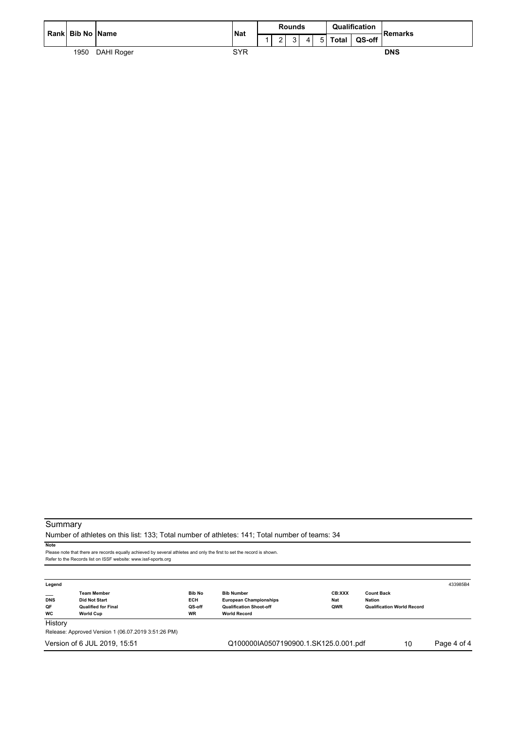| Rank | Bib No | Name | Nat | Rounds | | | | | Qualification | | Remarks |
|---|---|---|---|---|---|---|---|---|---|---|---|
| | | | | 1 | 2 | 3 | 4 | 5 | Total | QS-off | |
| | 1950 | DAHI Roger | SYR | | | | | | | | DNS |

## Summary

Number of athletes on this list: 133; Total number of athletes: 141; Total number of teams: 34

**Note**

Please note that there are records equally achieved by several athletes and only the first to set the record is shown.
Refer to the Records list on ISSF website: www.issf-sports.org

**Legend** 433985B4

| | | | | | |
|---|---|---|---|---|---|
| ___ | Team Member | Bib No | Bib Number | CB:XXX | Count Back |
| DNS | Did Not Start | ECH | European Championships | Nat | Nation |
| QF | Qualified for Final | QS-off | Qualification Shoot-off | QWR | Qualification World Record |
| WC | World Cup | WR | World Record | | |

History

Release: Approved Version 1 (06.07.2019 3:51:26 PM)

Version of 6 JUL 2019, 15:51 Q100000IA0507190900.1.SK125.0.001.pdf 10